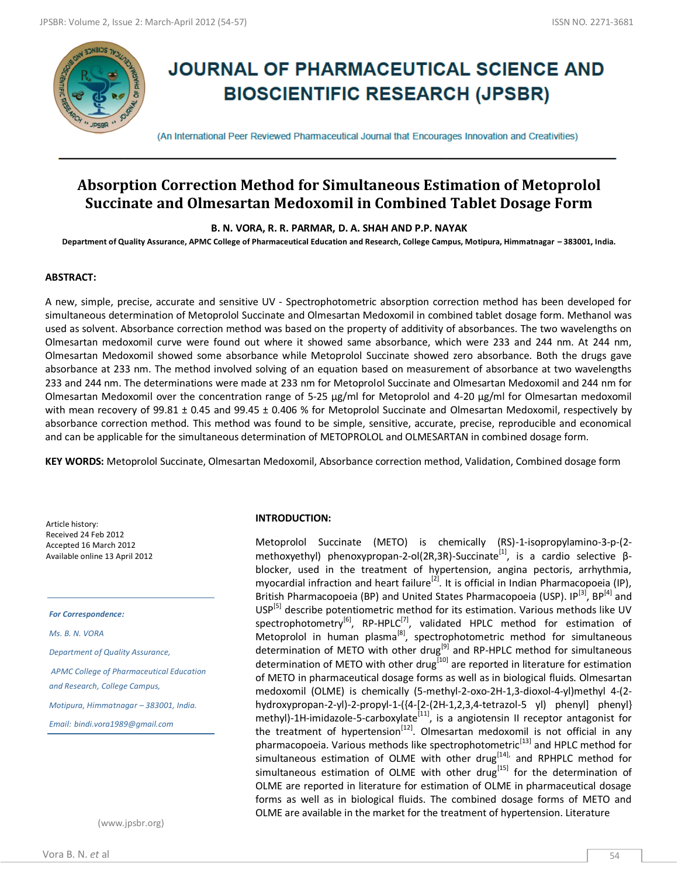# JOURNAL OF PHARMACEUTICAL SCIENCE AND BIOSCIENTIFIC RESEARCH (JPSBR)

(An International Peer Reviewed Pharmaceutical Journal that Encourages Innovation and Creativities)

## Absorption Correction Method for Simultaneous Estimation of Metoprolol Succinate and Olmesartan Medoxomil in Combined Tablet Dosage Form

**B. N. VORA, R. R. PARMAR, D. A. SHAH AND P.P. NAYAK**

**Department of Quality Assurance, APMC College of Pharmaceutical Education and Research, College Campus, Motipura, Himmatnagar – 383001, India.**

### ABSTRACT:

A new, simple, precise, accurate and sensitive UV - Spectrophotometric absorption correction method has been developed for simultaneous determination of Metoprolol Succinate and Olmesartan Medoxomil in combined tablet dosage form. Methanol was used as solvent. Absorbance correction method was based on the property of additivity of absorbances. The two wavelengths on Olmesartan medoxomil curve were found out where it showed same absorbance, which were 233 and 244 nm. At 244 nm, Olmesartan Medoxomil showed some absorbance while Metoprolol Succinate showed zero absorbance. Both the drugs gave absorbance at 233 nm. The method involved solving of an equation based on measurement of absorbance at two wavelengths 233 and 244 nm. The determinations were made at 233 nm for Metoprolol Succinate and Olmesartan Medoxomil and 244 nm for Olmesartan Medoxomil over the concentration range of 5-25 µg/ml for Metoprolol and 4-20 µg/ml for Olmesartan medoxomil with mean recovery of 99.81 ± 0.45 and 99.45 ± 0.406 % for Metoprolol Succinate and Olmesartan Medoxomil, respectively by absorbance correction method. This method was found to be simple, sensitive, accurate, precise, reproducible and economical and can be applicable for the simultaneous determination of METOPROLOL and OLMESARTAN in combined dosage form.

**KEY WORDS:** Metoprolol Succinate, Olmesartan Medoxomil, Absorbance correction method, Validation, Combined dosage form

Article history:
Received 24 Feb 2012
Accepted 16 March 2012
Available online 13 April 2012

*For Correspondence:*

*Ms. B. N. VORA*

*Department of Quality Assurance,*

*APMC College of Pharmaceutical Education and Research, College Campus,*

*Motipura, Himmatnagar – 383001, India.*

*Email: bindi.vora1989@gmail.com*

(www.jpsbr.org)

### INTRODUCTION:

Metoprolol Succinate (METO) is chemically (RS)-1-isopropylamino-3-p-(2-methoxyethyl) phenoxypropan-2-ol(2R,3R)-Succinate[1], is a cardio selective β-blocker, used in the treatment of hypertension, angina pectoris, arrhythmia, myocardial infraction and heart failure[2]. It is official in Indian Pharmacopoeia (IP), British Pharmacopoeia (BP) and United States Pharmacopoeia (USP). IP[3], BP[4] and USP[5] describe potentiometric method for its estimation. Various methods like UV spectrophotometry[6], RP-HPLC[7], validated HPLC method for estimation of Metoprolol in human plasma[8], spectrophotometric method for simultaneous determination of METO with other drug[9] and RP-HPLC method for simultaneous determination of METO with other drug[10] are reported in literature for estimation of METO in pharmaceutical dosage forms as well as in biological fluids. Olmesartan medoxomil (OLME) is chemically (5-methyl-2-oxo-2H-1,3-dioxol-4-yl)methyl 4-(2-hydroxypropan-2-yl)-2-propyl-1-({4-[2-(2H-1,2,3,4-tetrazol-5 yl) phenyl] phenyl} methyl)-1H-imidazole-5-carboxylate[11], is a angiotensin II receptor antagonist for the treatment of hypertension[12]. Olmesartan medoxomil is not official in any pharmacopoeia. Various methods like spectrophotometric[13] and HPLC method for simultaneous estimation of OLME with other drug[14], and RPHPLC method for simultaneous estimation of OLME with other drug[15] for the determination of OLME are reported in literature for estimation of OLME in pharmaceutical dosage forms as well as in biological fluids. The combined dosage forms of METO and OLME are available in the market for the treatment of hypertension. Literature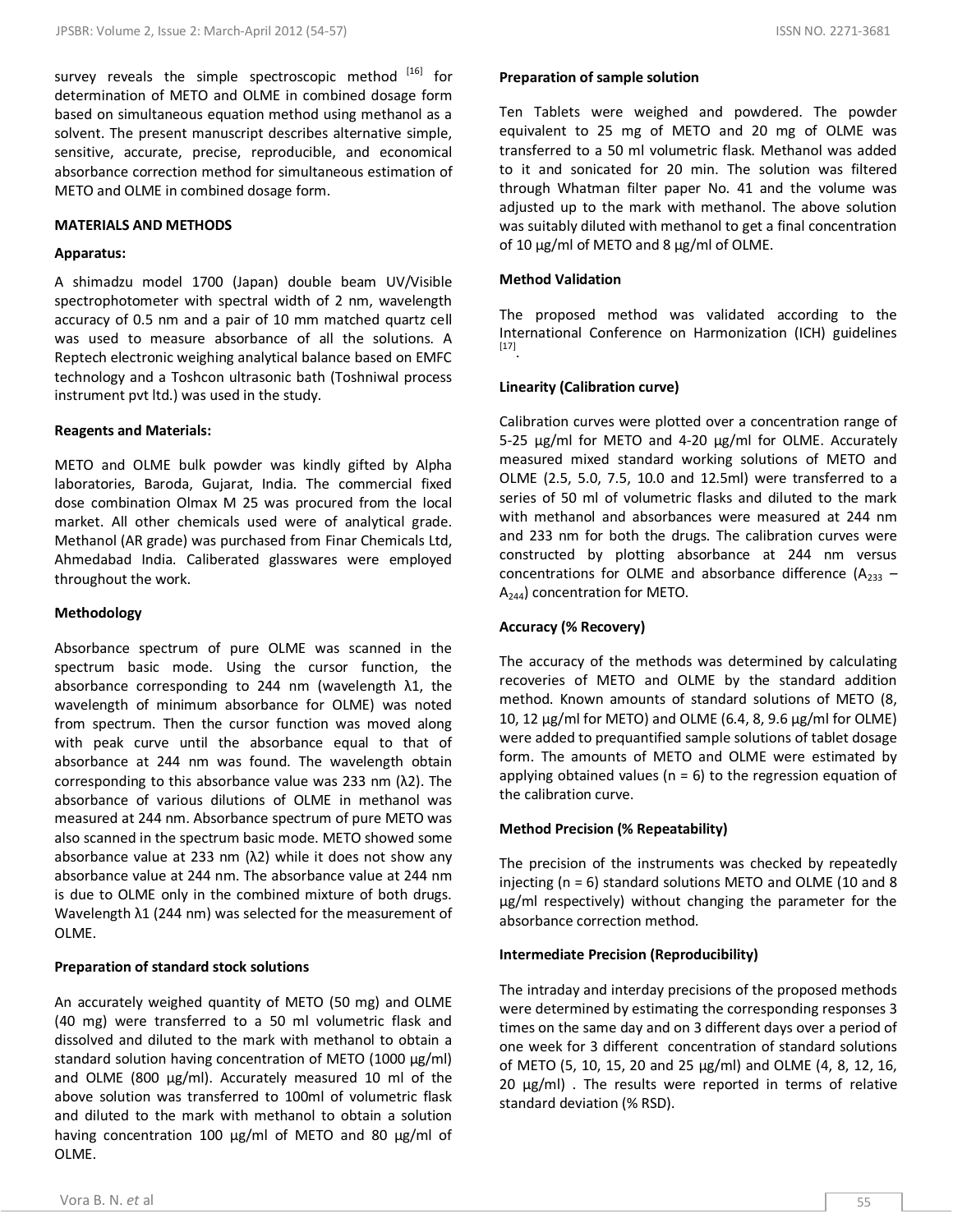survey reveals the simple spectroscopic method [16] for determination of METO and OLME in combined dosage form based on simultaneous equation method using methanol as a solvent. The present manuscript describes alternative simple, sensitive, accurate, precise, reproducible, and economical absorbance correction method for simultaneous estimation of METO and OLME in combined dosage form.

## MATERIALS AND METHODS

### Apparatus:

A shimadzu model 1700 (Japan) double beam UV/Visible spectrophotometer with spectral width of 2 nm, wavelength accuracy of 0.5 nm and a pair of 10 mm matched quartz cell was used to measure absorbance of all the solutions. A Reptech electronic weighing analytical balance based on EMFC technology and a Toshcon ultrasonic bath (Toshniwal process instrument pvt ltd.) was used in the study.

### Reagents and Materials:

METO and OLME bulk powder was kindly gifted by Alpha laboratories, Baroda, Gujarat, India. The commercial fixed dose combination Olmax M 25 was procured from the local market. All other chemicals used were of analytical grade. Methanol (AR grade) was purchased from Finar Chemicals Ltd, Ahmedabad India. Caliberated glasswares were employed throughout the work.

### Methodology

Absorbance spectrum of pure OLME was scanned in the spectrum basic mode. Using the cursor function, the absorbance corresponding to 244 nm (wavelength λ1, the wavelength of minimum absorbance for OLME) was noted from spectrum. Then the cursor function was moved along with peak curve until the absorbance equal to that of absorbance at 244 nm was found. The wavelength obtain corresponding to this absorbance value was 233 nm (λ2). The absorbance of various dilutions of OLME in methanol was measured at 244 nm. Absorbance spectrum of pure METO was also scanned in the spectrum basic mode. METO showed some absorbance value at 233 nm (λ2) while it does not show any absorbance value at 244 nm. The absorbance value at 244 nm is due to OLME only in the combined mixture of both drugs. Wavelength λ1 (244 nm) was selected for the measurement of OLME.

### Preparation of standard stock solutions

An accurately weighed quantity of METO (50 mg) and OLME (40 mg) were transferred to a 50 ml volumetric flask and dissolved and diluted to the mark with methanol to obtain a standard solution having concentration of METO (1000 µg/ml) and OLME (800 µg/ml). Accurately measured 10 ml of the above solution was transferred to 100ml of volumetric flask and diluted to the mark with methanol to obtain a solution having concentration 100 µg/ml of METO and 80 µg/ml of OLME.

### Preparation of sample solution

Ten Tablets were weighed and powdered. The powder equivalent to 25 mg of METO and 20 mg of OLME was transferred to a 50 ml volumetric flask. Methanol was added to it and sonicated for 20 min. The solution was filtered through Whatman filter paper No. 41 and the volume was adjusted up to the mark with methanol. The above solution was suitably diluted with methanol to get a final concentration of 10 µg/ml of METO and 8 µg/ml of OLME.

### Method Validation

The proposed method was validated according to the International Conference on Harmonization (ICH) guidelines [17].

### Linearity (Calibration curve)

Calibration curves were plotted over a concentration range of 5-25 µg/ml for METO and 4-20 µg/ml for OLME. Accurately measured mixed standard working solutions of METO and OLME (2.5, 5.0, 7.5, 10.0 and 12.5ml) were transferred to a series of 50 ml of volumetric flasks and diluted to the mark with methanol and absorbances were measured at 244 nm and 233 nm for both the drugs. The calibration curves were constructed by plotting absorbance at 244 nm versus concentrations for OLME and absorbance difference ($A_{233} - A_{244}$) concentration for METO.

### Accuracy (% Recovery)

The accuracy of the methods was determined by calculating recoveries of METO and OLME by the standard addition method. Known amounts of standard solutions of METO (8, 10, 12 µg/ml for METO) and OLME (6.4, 8, 9.6 µg/ml for OLME) were added to prequantified sample solutions of tablet dosage form. The amounts of METO and OLME were estimated by applying obtained values (n = 6) to the regression equation of the calibration curve.

### Method Precision (% Repeatability)

The precision of the instruments was checked by repeatedly injecting (n = 6) standard solutions METO and OLME (10 and 8 µg/ml respectively) without changing the parameter for the absorbance correction method.

### Intermediate Precision (Reproducibility)

The intraday and interday precisions of the proposed methods were determined by estimating the corresponding responses 3 times on the same day and on 3 different days over a period of one week for 3 different concentration of standard solutions of METO (5, 10, 15, 20 and 25 µg/ml) and OLME (4, 8, 12, 16, 20 µg/ml) . The results were reported in terms of relative standard deviation (% RSD).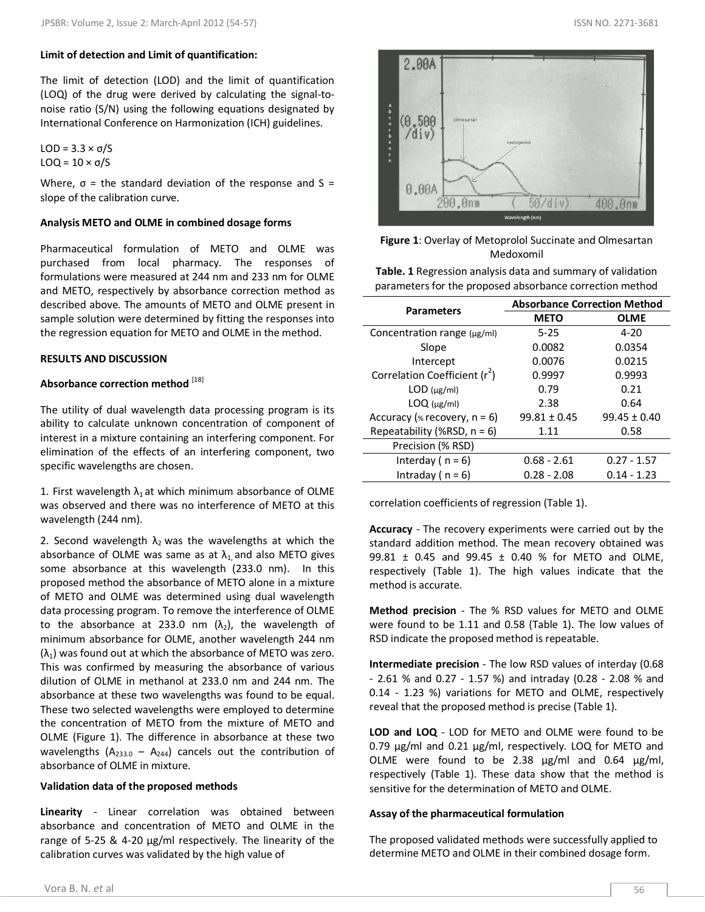**Limit of detection and Limit of quantification:**

The limit of detection (LOD) and the limit of quantification (LOQ) of the drug were derived by calculating the signal-to-noise ratio (S/N) using the following equations designated by International Conference on Harmonization (ICH) guidelines.

$LOD = 3.3 \times \sigma/S$
$LOQ = 10 \times \sigma/S$

Where, $\sigma$ = the standard deviation of the response and S = slope of the calibration curve.

**Analysis METO and OLME in combined dosage forms**

Pharmaceutical formulation of METO and OLME was purchased from local pharmacy. The responses of formulations were measured at 244 nm and 233 nm for OLME and METO, respectively by absorbance correction method as described above. The amounts of METO and OLME present in sample solution were determined by fitting the responses into the regression equation for METO and OLME in the method.

## RESULTS AND DISCUSSION

### Absorbance correction method [18]

The utility of dual wavelength data processing program is its ability to calculate unknown concentration of component of interest in a mixture containing an interfering component. For elimination of the effects of an interfering component, two specific wavelengths are chosen.

1. First wavelength $\lambda_1$ at which minimum absorbance of OLME was observed and there was no interference of METO at this wavelength (244 nm).

2. Second wavelength $\lambda_2$ was the wavelengths at which the absorbance of OLME was same as at $\lambda_1$ and also METO gives some absorbance at this wavelength (233.0 nm). In this proposed method the absorbance of METO alone in a mixture of METO and OLME was determined using dual wavelength data processing program. To remove the interference of OLME to the absorbance at 233.0 nm ($\lambda_2$), the wavelength of minimum absorbance for OLME, another wavelength 244 nm ($\lambda_1$) was found out at which the absorbance of METO was zero. This was confirmed by measuring the absorbance of various dilution of OLME in methanol at 233.0 nm and 244 nm. The absorbance at these two wavelengths was found to be equal. These two selected wavelengths were employed to determine the concentration of METO from the mixture of METO and OLME (Figure 1). The difference in absorbance at these two wavelengths ($A_{233.0} - A_{244}$) cancels out the contribution of absorbance of OLME in mixture.

**Figure 1**: Overlay of Metoprolol Succinate and Olmesartan Medoxomil

**Table. 1** Regression analysis data and summary of validation parameters for the proposed absorbance correction method

| Parameters | Absorbance Correction Method | |
|---|---|---|
| | METO | OLME |
| Concentration range (μg/ml) | 5-25 | 4-20 |
| Slope | 0.0082 | 0.0354 |
| Intercept | 0.0076 | 0.0215 |
| Correlation Coefficient ($r^2$) | 0.9997 | 0.9993 |
| LOD (μg/ml) | 0.79 | 0.21 |
| LOQ (μg/ml) | 2.38 | 0.64 |
| Accuracy (% recovery, n = 6) | 99.81 ± 0.45 | 99.45 ± 0.40 |
| Repeatability (%RSD, n = 6) | 1.11 | 0.58 |
| Precision (% RSD) | | |
| Interday ( n = 6) | 0.68 - 2.61 | 0.27 - 1.57 |
| Intraday ( n = 6) | 0.28 - 2.08 | 0.14 - 1.23 |

### Validation data of the proposed methods

**Linearity** - Linear correlation was obtained between absorbance and concentration of METO and OLME in the range of 5-25 & 4-20 μg/ml respectively. The linearity of the calibration curves was validated by the high value of correlation coefficients of regression (Table 1).

**Accuracy** - The recovery experiments were carried out by the standard addition method. The mean recovery obtained was 99.81 ± 0.45 and 99.45 ± 0.40 % for METO and OLME, respectively (Table 1). The high values indicate that the method is accurate.

**Method precision** - The % RSD values for METO and OLME were found to be 1.11 and 0.58 (Table 1). The low values of RSD indicate the proposed method is repeatable.

**Intermediate precision** - The low RSD values of interday (0.68 - 2.61 % and 0.27 - 1.57 %) and intraday (0.28 - 2.08 % and 0.14 - 1.23 %) variations for METO and OLME, respectively reveal that the proposed method is precise (Table 1).

**LOD and LOQ** - LOD for METO and OLME were found to be 0.79 μg/ml and 0.21 μg/ml, respectively. LOQ for METO and OLME were found to be 2.38 μg/ml and 0.64 μg/ml, respectively (Table 1). These data show that the method is sensitive for the determination of METO and OLME.

### Assay of the pharmaceutical formulation

The proposed validated methods were successfully applied to determine METO and OLME in their combined dosage form.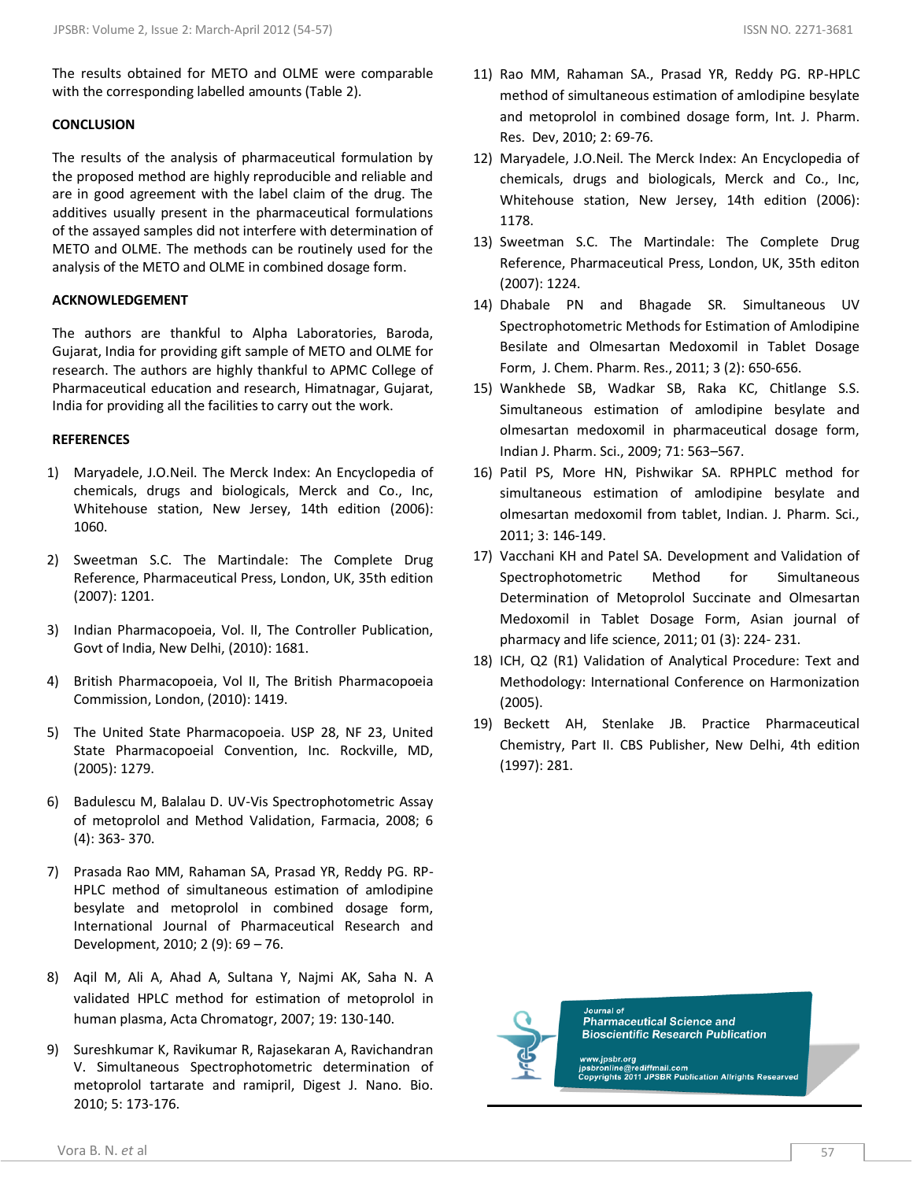The results obtained for METO and OLME were comparable with the corresponding labelled amounts (Table 2).

## CONCLUSION

The results of the analysis of pharmaceutical formulation by the proposed method are highly reproducible and reliable and are in good agreement with the label claim of the drug. The additives usually present in the pharmaceutical formulations of the assayed samples did not interfere with determination of METO and OLME. The methods can be routinely used for the analysis of the METO and OLME in combined dosage form.

## ACKNOWLEDGEMENT

The authors are thankful to Alpha Laboratories, Baroda, Gujarat, India for providing gift sample of METO and OLME for research. The authors are highly thankful to APMC College of Pharmaceutical education and research, Himatnagar, Gujarat, India for providing all the facilities to carry out the work.

## REFERENCES

1) Maryadele, J.O.Neil. The Merck Index: An Encyclopedia of chemicals, drugs and biologicals, Merck and Co., Inc, Whitehouse station, New Jersey, 14th edition (2006): 1060.
2) Sweetman S.C. The Martindale: The Complete Drug Reference, Pharmaceutical Press, London, UK, 35th edition (2007): 1201.
3) Indian Pharmacopoeia, Vol. II, The Controller Publication, Govt of India, New Delhi, (2010): 1681.
4) British Pharmacopoeia, Vol II, The British Pharmacopoeia Commission, London, (2010): 1419.
5) The United State Pharmacopoeia. USP 28, NF 23, United State Pharmacopoeial Convention, Inc. Rockville, MD, (2005): 1279.
6) Badulescu M, Balalau D. UV-Vis Spectrophotometric Assay of metoprolol and Method Validation, Farmacia, 2008; 6 (4): 363- 370.
7) Prasada Rao MM, Rahaman SA, Prasad YR, Reddy PG. RP-HPLC method of simultaneous estimation of amlodipine besylate and metoprolol in combined dosage form, International Journal of Pharmaceutical Research and Development, 2010; 2 (9): 69 – 76.
8) Aqil M, Ali A, Ahad A, Sultana Y, Najmi AK, Saha N. A validated HPLC method for estimation of metoprolol in human plasma, Acta Chromatogr, 2007; 19: 130-140.
9) Sureshkumar K, Ravikumar R, Rajasekaran A, Ravichandran V. Simultaneous Spectrophotometric determination of metoprolol tartarate and ramipril, Digest J. Nano. Bio. 2010; 5: 173-176.
11) Rao MM, Rahaman SA., Prasad YR, Reddy PG. RP-HPLC method of simultaneous estimation of amlodipine besylate and metoprolol in combined dosage form, Int. J. Pharm. Res. Dev, 2010; 2: 69-76.
12) Maryadele, J.O.Neil. The Merck Index: An Encyclopedia of chemicals, drugs and biologicals, Merck and Co., Inc, Whitehouse station, New Jersey, 14th edition (2006): 1178.
13) Sweetman S.C. The Martindale: The Complete Drug Reference, Pharmaceutical Press, London, UK, 35th editon (2007): 1224.
14) Dhabale PN and Bhagade SR. Simultaneous UV Spectrophotometric Methods for Estimation of Amlodipine Besilate and Olmesartan Medoxomil in Tablet Dosage Form, J. Chem. Pharm. Res., 2011; 3 (2): 650-656.
15) Wankhede SB, Wadkar SB, Raka KC, Chitlange S.S. Simultaneous estimation of amlodipine besylate and olmesartan medoxomil in pharmaceutical dosage form, Indian J. Pharm. Sci., 2009; 71: 563–567.
16) Patil PS, More HN, Pishwikar SA. RPHPLC method for simultaneous estimation of amlodipine besylate and olmesartan medoxomil from tablet, Indian. J. Pharm. Sci., 2011; 3: 146-149.
17) Vacchani KH and Patel SA. Development and Validation of Spectrophotometric Method for Simultaneous Determination of Metoprolol Succinate and Olmesartan Medoxomil in Tablet Dosage Form, Asian journal of pharmacy and life science, 2011; 01 (3): 224- 231.
18) ICH, Q2 (R1) Validation of Analytical Procedure: Text and Methodology: International Conference on Harmonization (2005).
19) Beckett AH, Stenlake JB. Practice Pharmaceutical Chemistry, Part II. CBS Publisher, New Delhi, 4th edition (1997): 281.